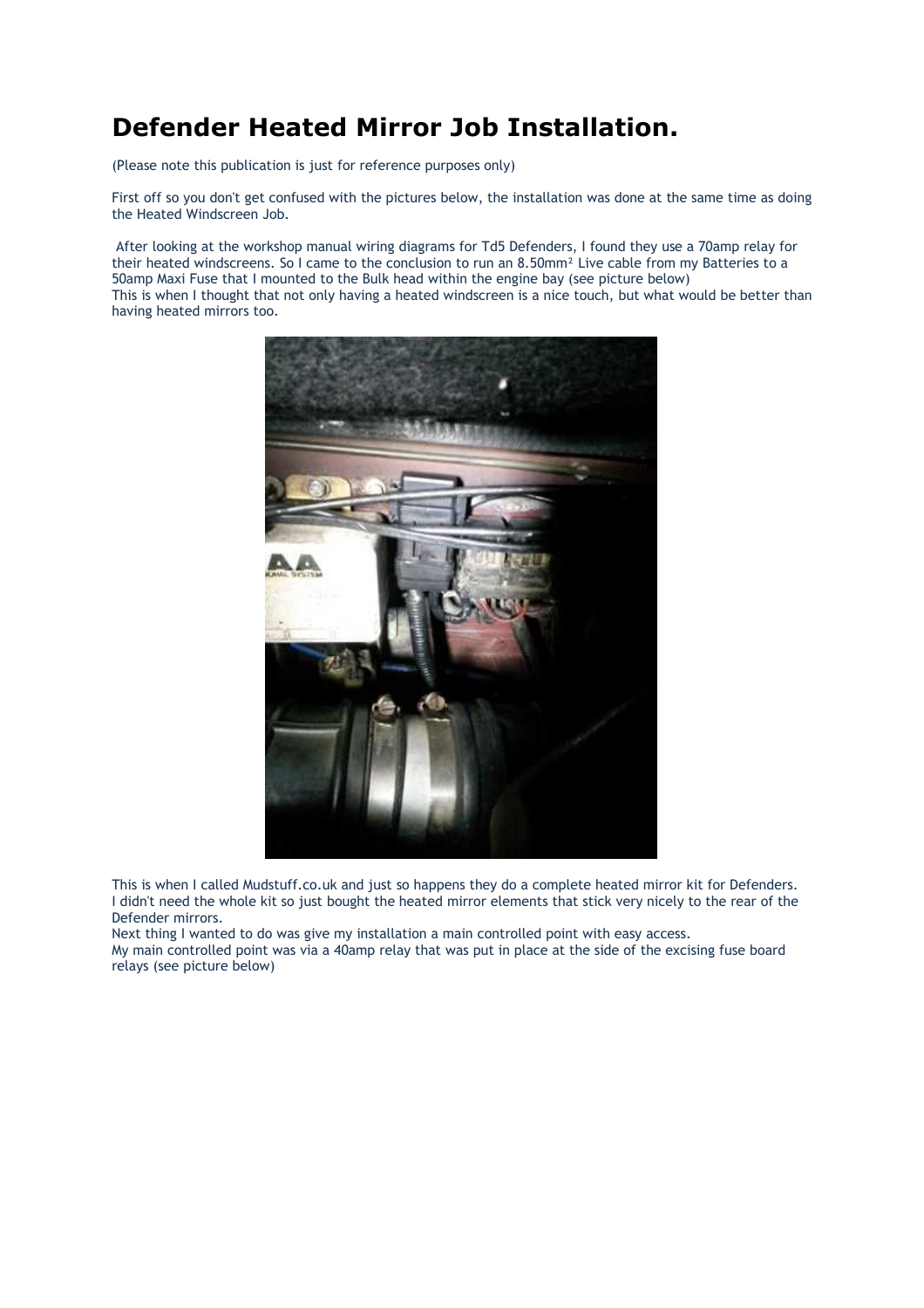# Defender Heated Mirror Job Installation.

(Please note this publication is just for reference purposes only)

First off so you don't get confused with the pictures below, the installation was done at the same time as doing the Heated Windscreen Job.

After looking at the workshop manual wiring diagrams for Td5 Defenders, I found they use a 70amp relay for their heated windscreens. So I came to the conclusion to run an 8.50mm² Live cable from my Batteries to a 50amp Maxi Fuse that I mounted to the Bulk head within the engine bay (see picture below)
This is when I thought that not only having a heated windscreen is a nice touch, but what would be better than having heated mirrors too.

This is when I called Mudstuff.co.uk and just so happens they do a complete heated mirror kit for Defenders. I didn't need the whole kit so just bought the heated mirror elements that stick very nicely to the rear of the Defender mirrors.
Next thing I wanted to do was give my installation a main controlled point with easy access.
My main controlled point was via a 40amp relay that was put in place at the side of the excising fuse board relays (see picture below)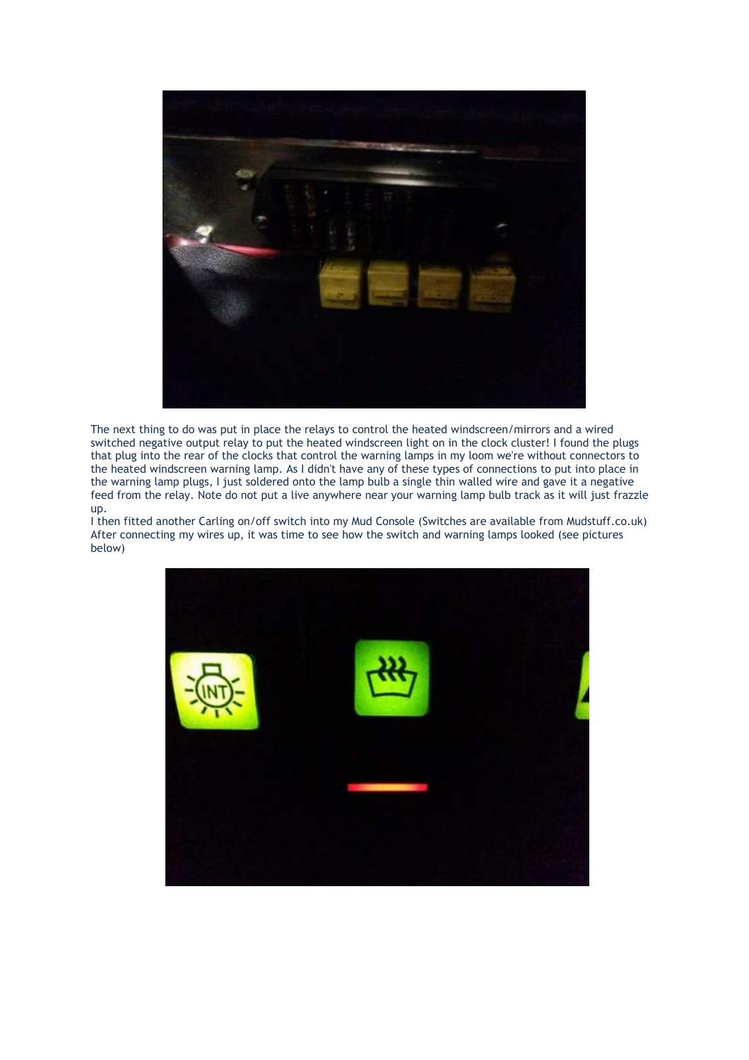The next thing to do was put in place the relays to control the heated windscreen/mirrors and a wired switched negative output relay to put the heated windscreen light on in the clock cluster! I found the plugs that plug into the rear of the clocks that control the warning lamps in my loom we're without connectors to the heated windscreen warning lamp. As I didn't have any of these types of connections to put into place in the warning lamp plugs, I just soldered onto the lamp bulb a single thin walled wire and gave it a negative feed from the relay. Note do not put a live anywhere near your warning lamp bulb track as it will just frazzle up.

I then fitted another Carling on/off switch into my Mud Console (Switches are available from Mudstuff.co.uk) After connecting my wires up, it was time to see how the switch and warning lamps looked (see pictures below)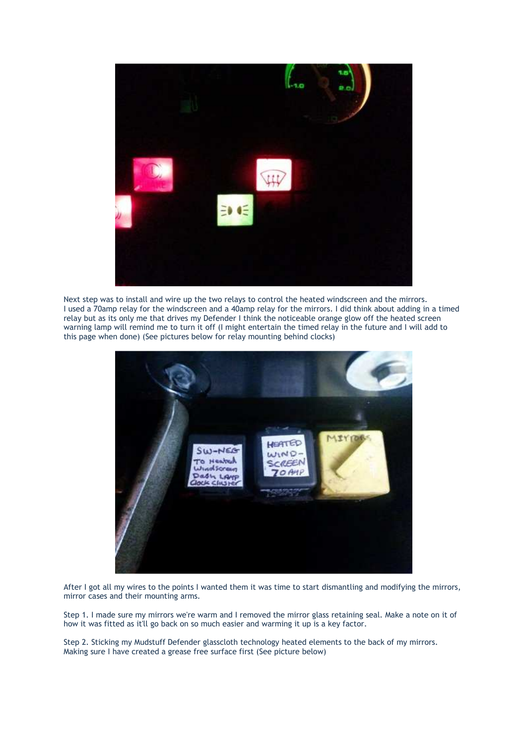Next step was to install and wire up the two relays to control the heated windscreen and the mirrors. I used a 70amp relay for the windscreen and a 40amp relay for the mirrors. I did think about adding in a timed relay but as its only me that drives my Defender I think the noticeable orange glow off the heated screen warning lamp will remind me to turn it off (I might entertain the timed relay in the future and I will add to this page when done) (See pictures below for relay mounting behind clocks)

After I got all my wires to the points I wanted them it was time to start dismantling and modifying the mirrors, mirror cases and their mounting arms.

Step 1. I made sure my mirrors we're warm and I removed the mirror glass retaining seal. Make a note on it of how it was fitted as it'll go back on so much easier and warming it up is a key factor.

Step 2. Sticking my Mudstuff Defender glasscloth technology heated elements to the back of my mirrors. Making sure I have created a grease free surface first (See picture below)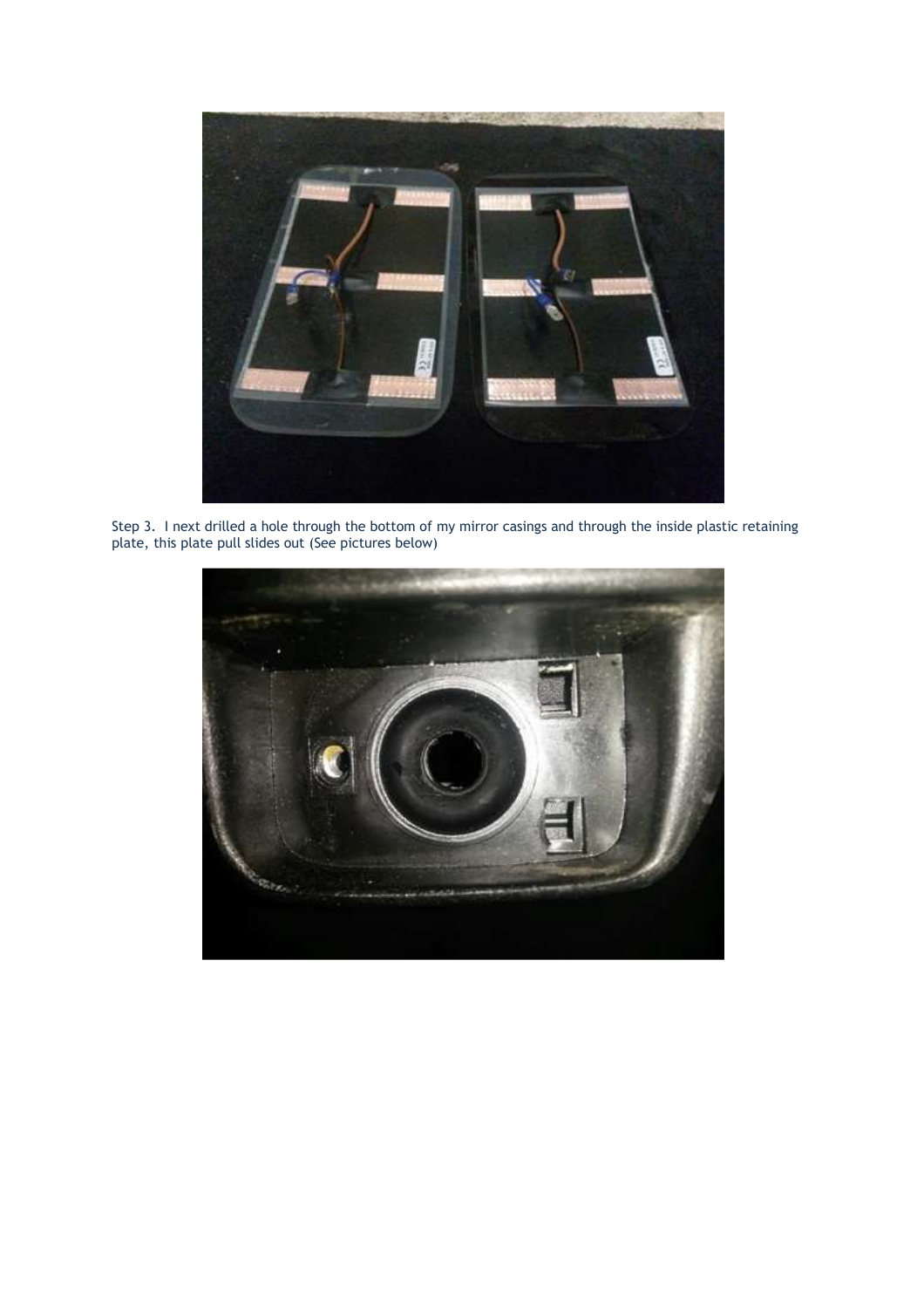Step 3. I next drilled a hole through the bottom of my mirror casings and through the inside plastic retaining plate, this plate pull slides out (See pictures below)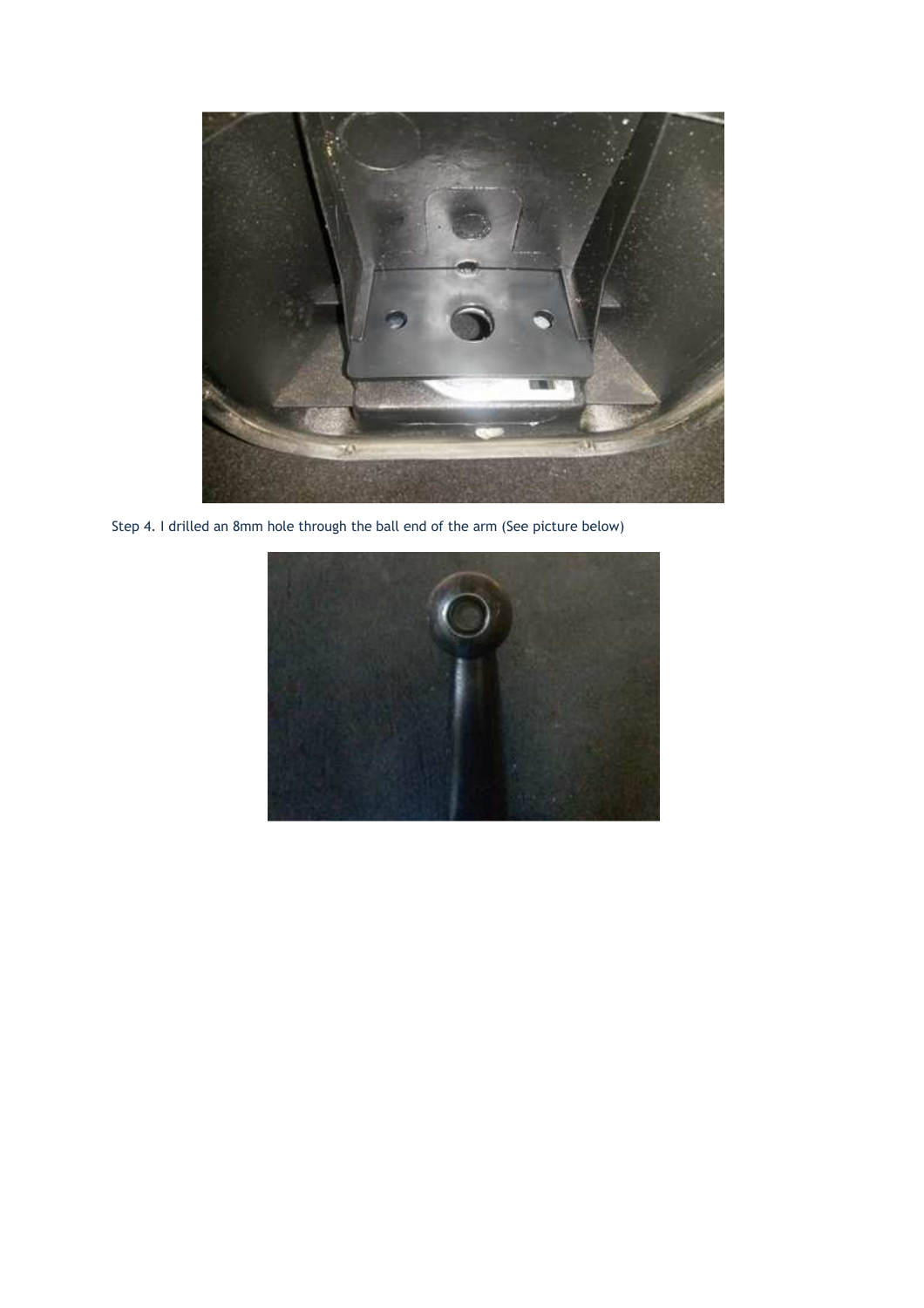Step 4. I drilled an 8mm hole through the ball end of the arm (See picture below)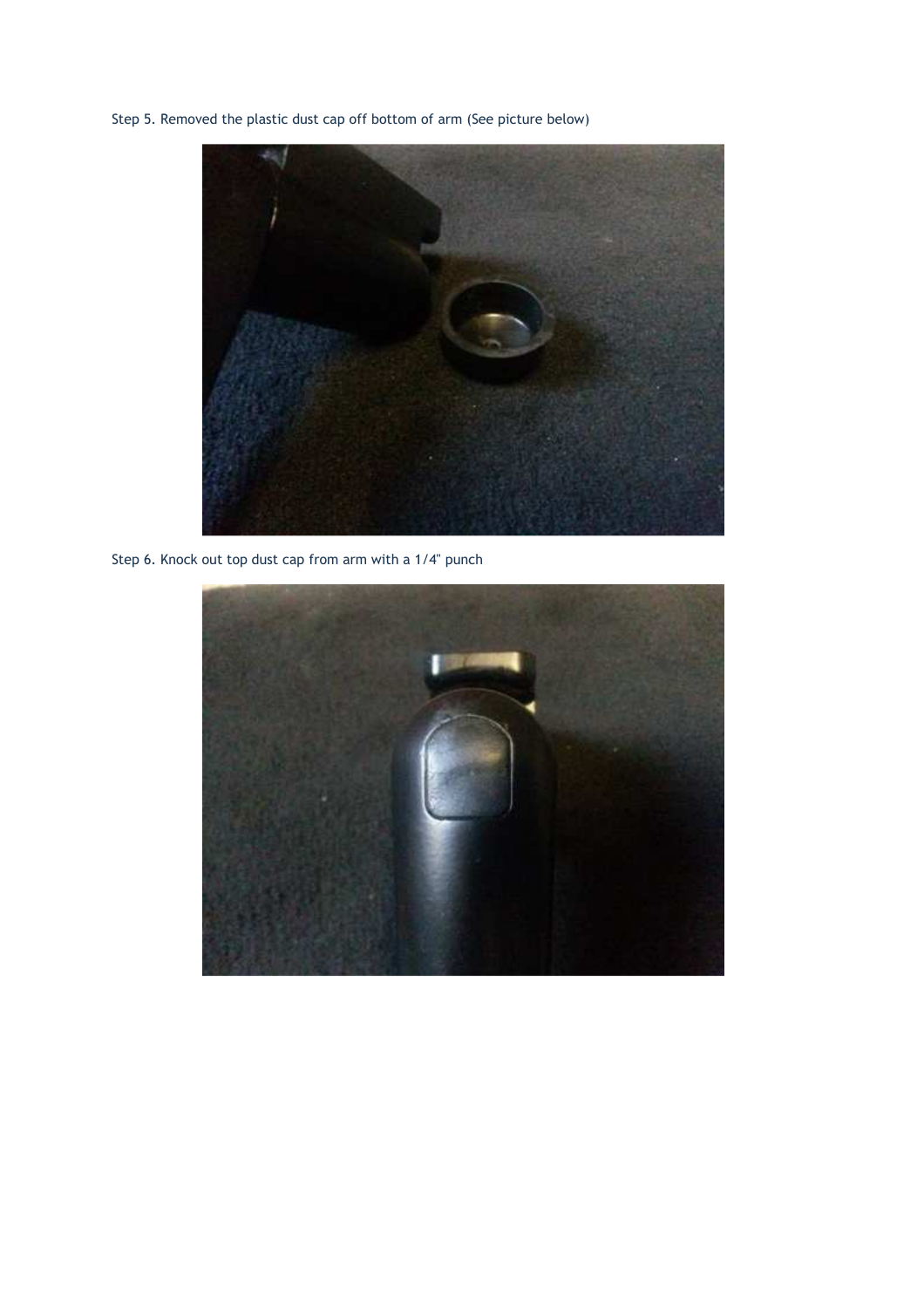Step 5. Removed the plastic dust cap off bottom of arm (See picture below)

Step 6. Knock out top dust cap from arm with a 1/4" punch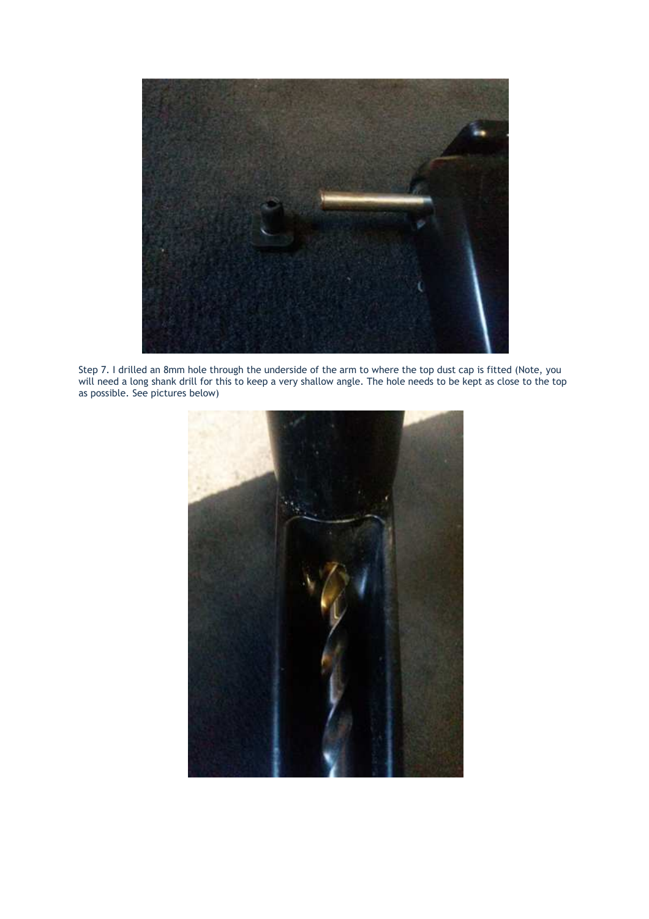Step 7. I drilled an 8mm hole through the underside of the arm to where the top dust cap is fitted (Note, you will need a long shank drill for this to keep a very shallow angle. The hole needs to be kept as close to the top as possible. See pictures below)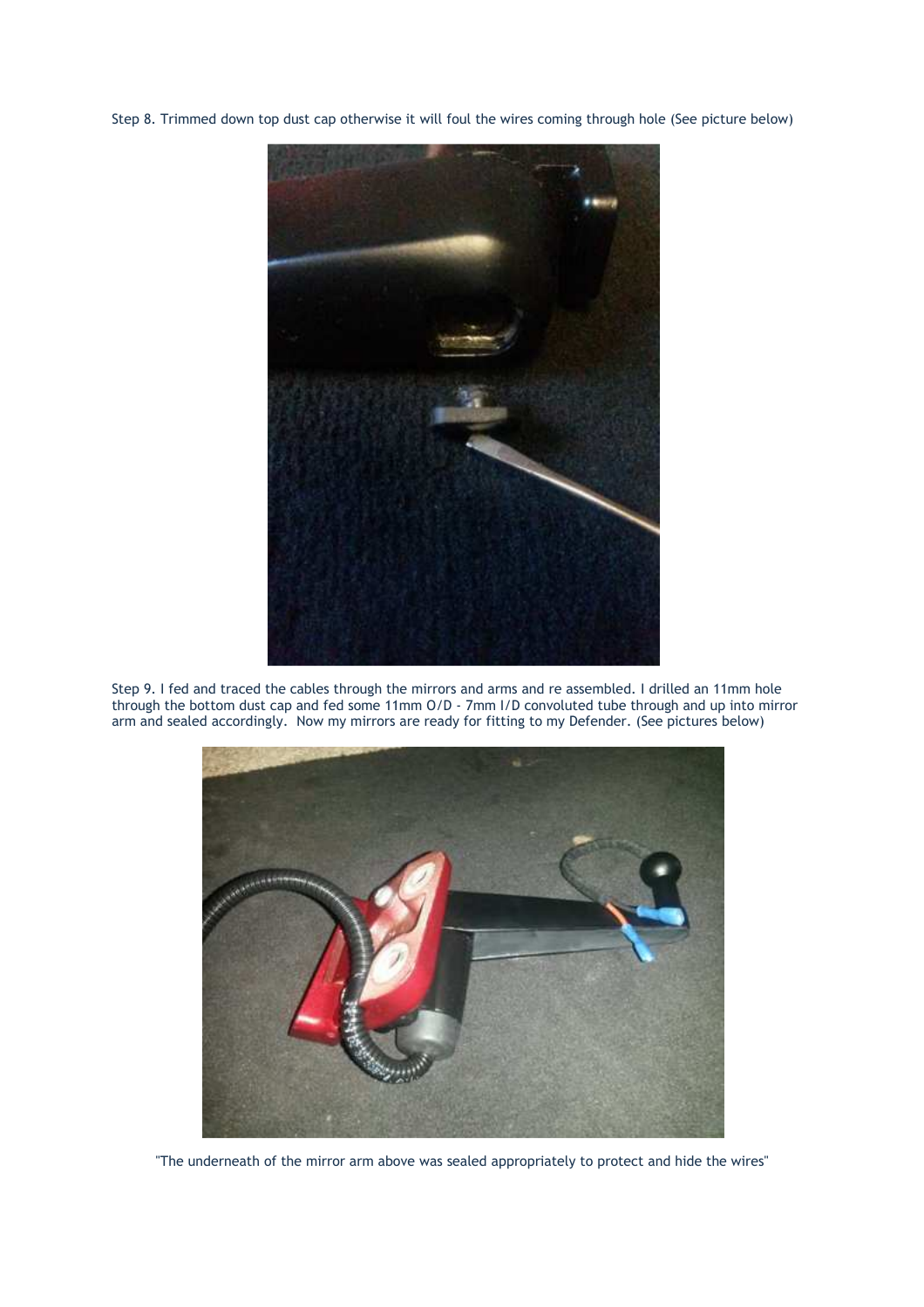Step 8. Trimmed down top dust cap otherwise it will foul the wires coming through hole (See picture below)

Step 9. I fed and traced the cables through the mirrors and arms and re assembled. I drilled an 11mm hole through the bottom dust cap and fed some 11mm O/D - 7mm I/D convoluted tube through and up into mirror arm and sealed accordingly. Now my mirrors are ready for fitting to my Defender. (See pictures below)

"The underneath of the mirror arm above was sealed appropriately to protect and hide the wires"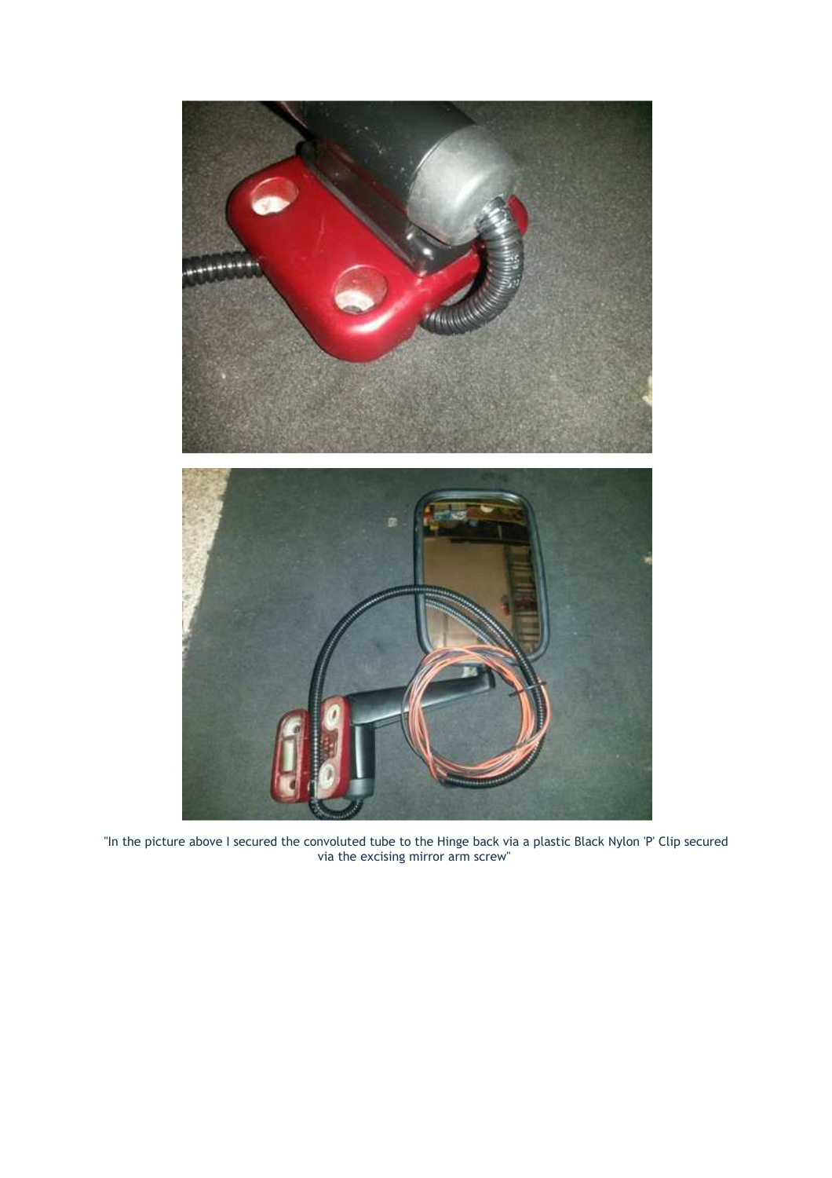"In the picture above I secured the convoluted tube to the Hinge back via a plastic Black Nylon 'P' Clip secured via the excising mirror arm screw"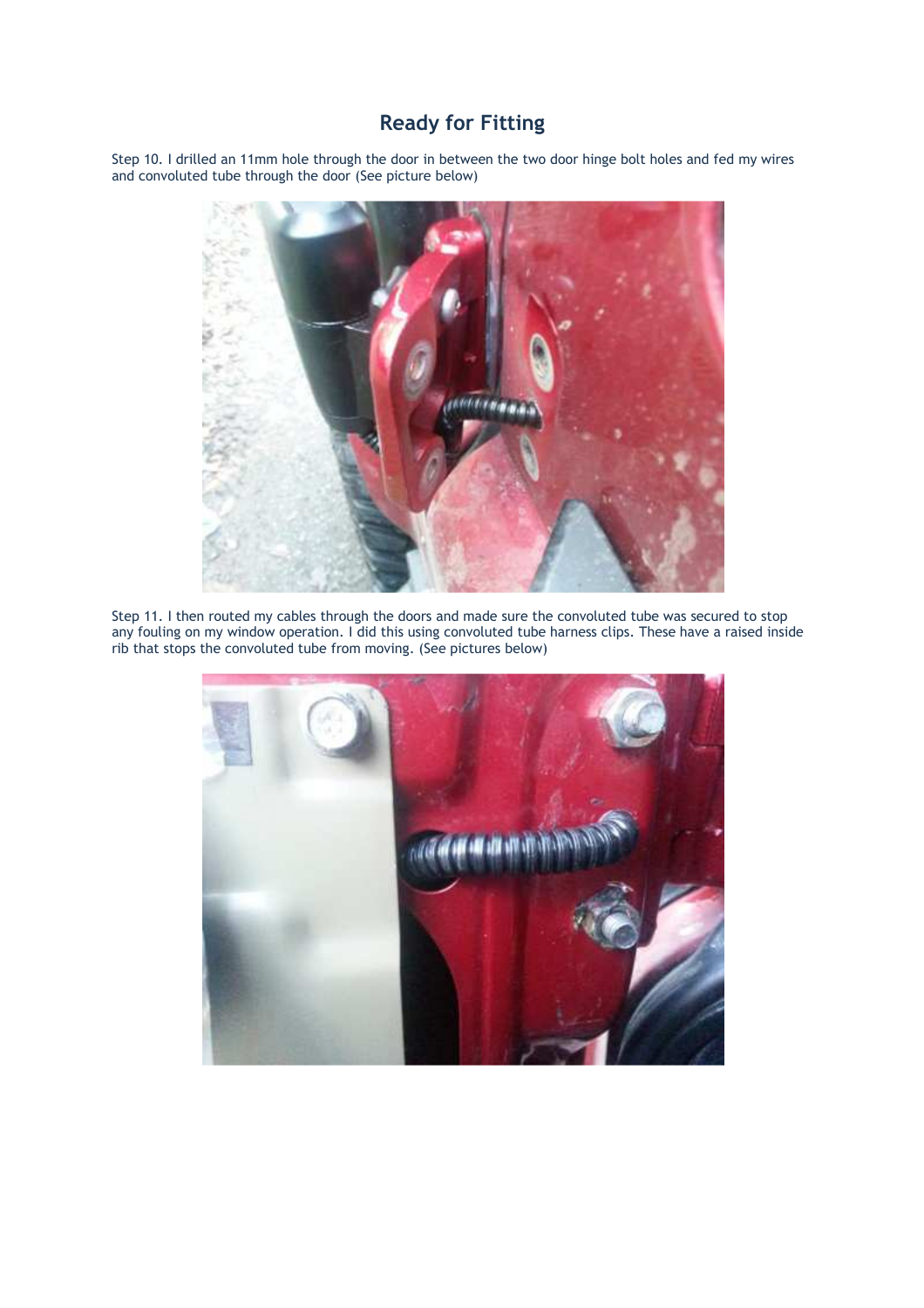# Ready for Fitting

Step 10. I drilled an 11mm hole through the door in between the two door hinge bolt holes and fed my wires and convoluted tube through the door (See picture below)

Step 11. I then routed my cables through the doors and made sure the convoluted tube was secured to stop any fouling on my window operation. I did this using convoluted tube harness clips. These have a raised inside rib that stops the convoluted tube from moving. (See pictures below)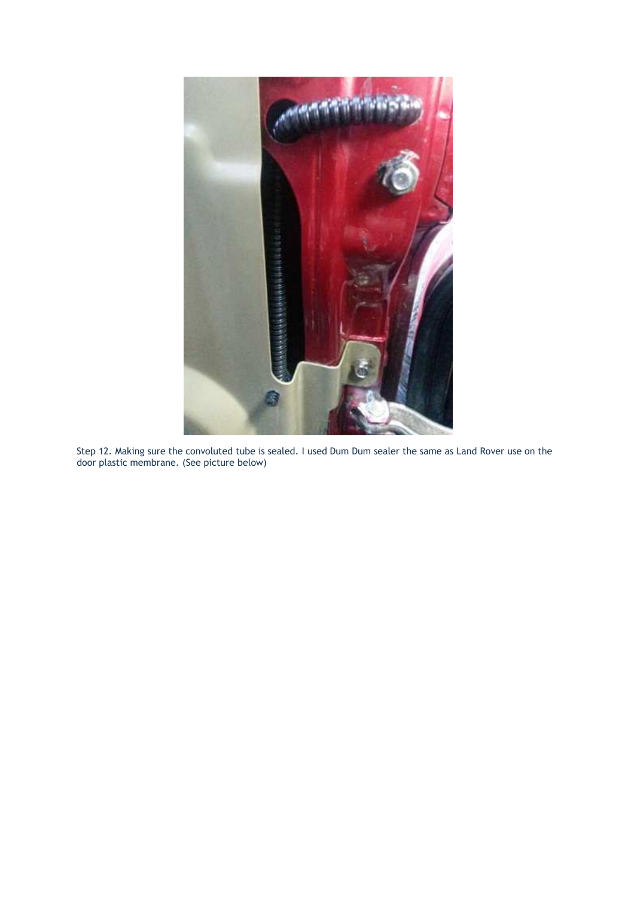Step 12. Making sure the convoluted tube is sealed. I used Dum Dum sealer the same as Land Rover use on the door plastic membrane. (See picture below)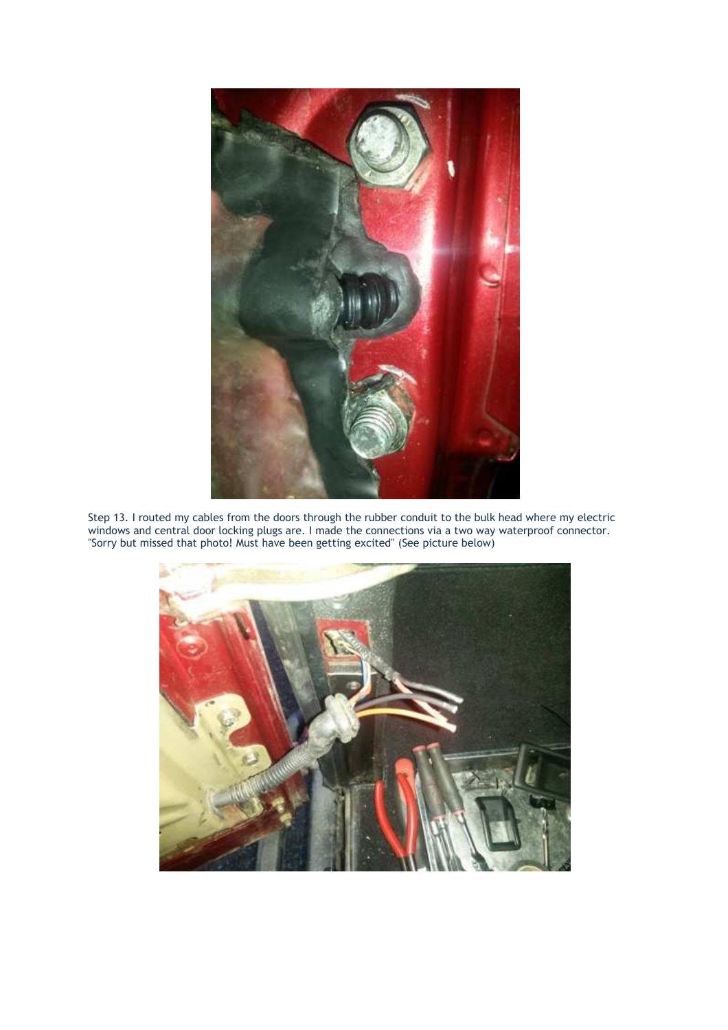Step 13. I routed my cables from the doors through the rubber conduit to the bulk head where my electric windows and central door locking plugs are. I made the connections via a two way waterproof connector. "Sorry but missed that photo! Must have been getting excited" (See picture below)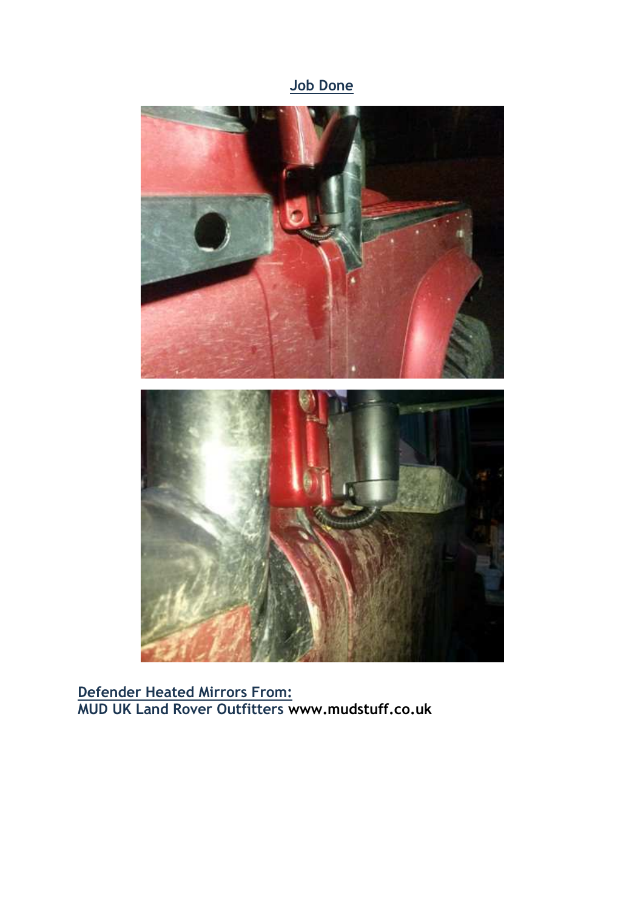## Job Done

**Defender Heated Mirrors From:**
**MUD UK Land Rover Outfitters www.mudstuff.co.uk**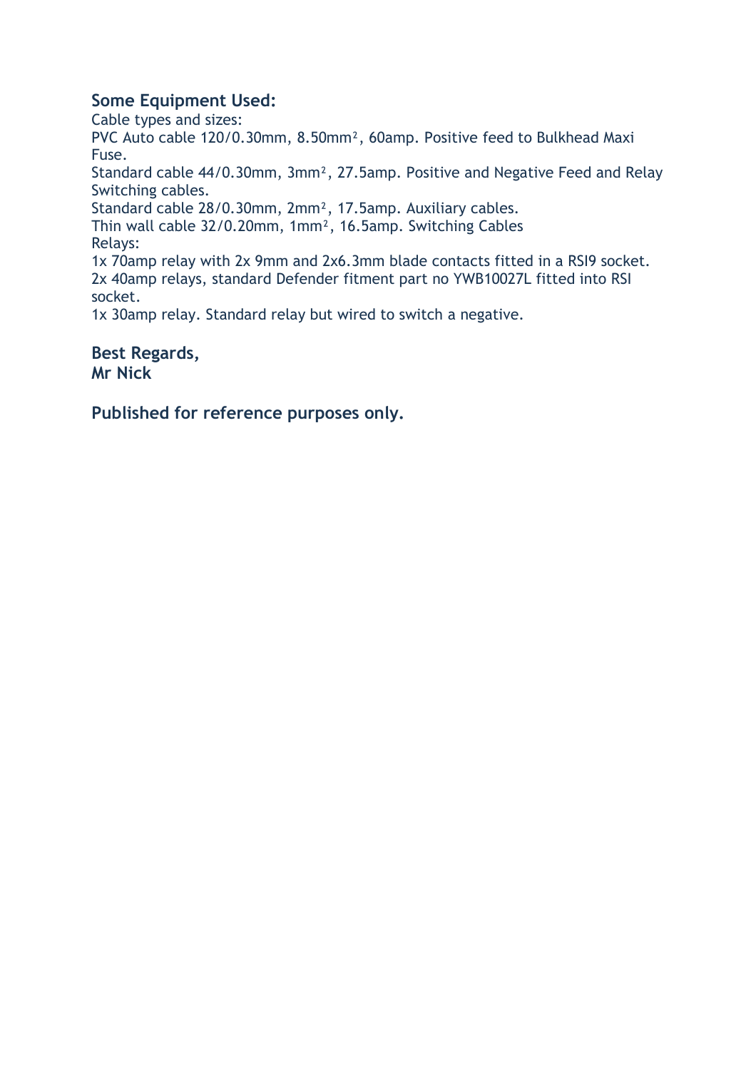## Some Equipment Used:

Cable types and sizes:
PVC Auto cable 120/0.30mm, 8.50mm², 60amp. Positive feed to Bulkhead Maxi Fuse.
Standard cable 44/0.30mm, 3mm², 27.5amp. Positive and Negative Feed and Relay Switching cables.
Standard cable 28/0.30mm, 2mm², 17.5amp. Auxiliary cables.
Thin wall cable 32/0.20mm, 1mm², 16.5amp. Switching Cables
Relays:
1x 70amp relay with 2x 9mm and 2x6.3mm blade contacts fitted in a RSI9 socket.
2x 40amp relays, standard Defender fitment part no YWB10027L fitted into RSI socket.
1x 30amp relay. Standard relay but wired to switch a negative.

**Best Regards,**
**Mr Nick**

**Published for reference purposes only.**